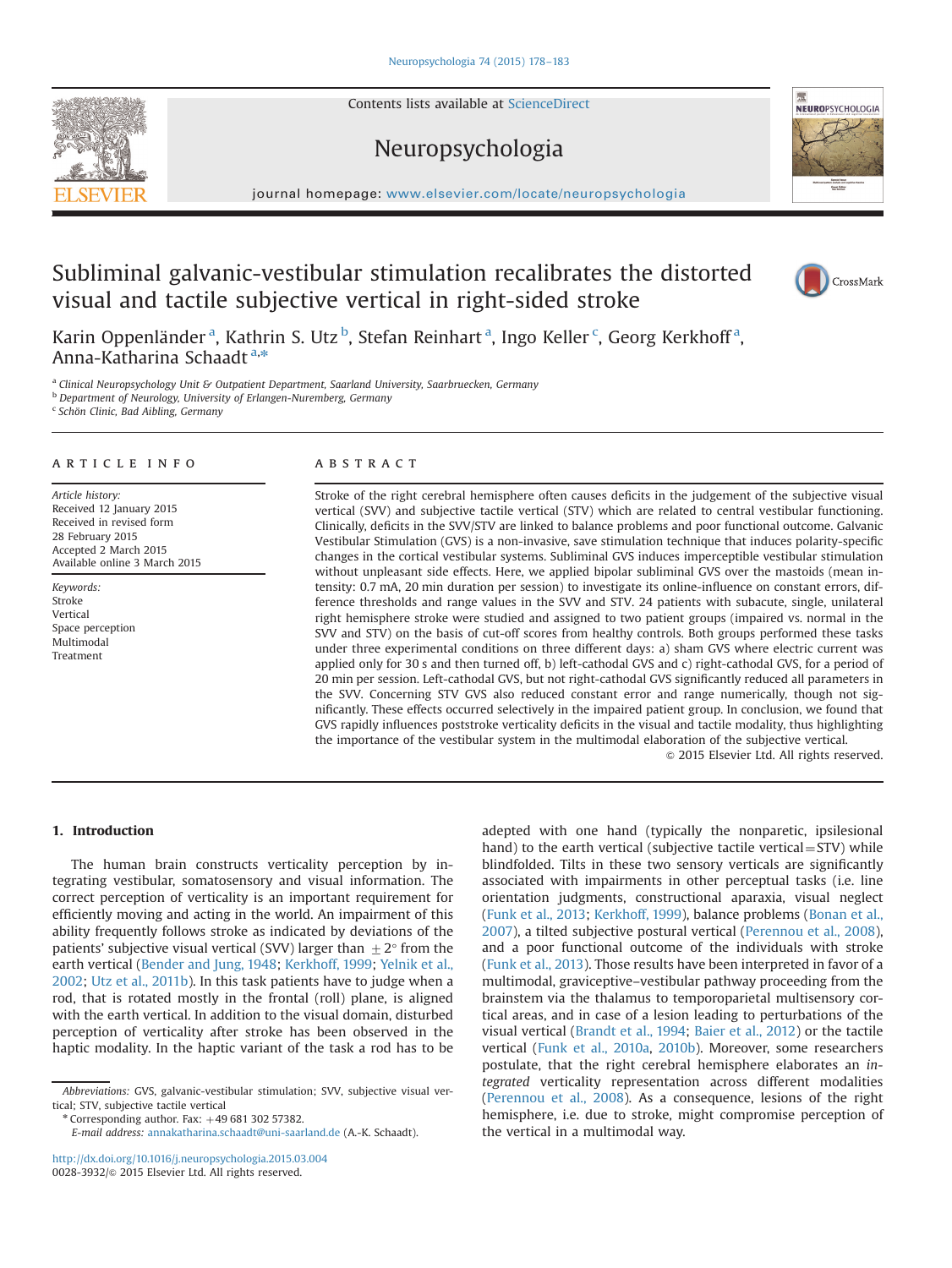# Subliminal galvanic-vestibular stimulation recalibrates the distorted visual and tactile subjective vertical in right-sided stroke

Karin Oppenländer [a], Kathrin S. Utz [b], Stefan Reinhart [a], Ingo Keller [c], Georg Kerkhoff [a], Anna-Katharina Schaadt [a,*]

[a] Clinical Neuropsychology Unit & Outpatient Department, Saarland University, Saarbruecken, Germany
[b] Department of Neurology, University of Erlangen-Nuremberg, Germany
[c] Schön Clinic, Bad Aibling, Germany

## ARTICLE INFO

*Article history:*
Received 12 January 2015
Received in revised form 28 February 2015
Accepted 2 March 2015
Available online 3 March 2015

*Keywords:*
Stroke
Vertical
Space perception
Multimodal
Treatment

## ABSTRACT

Stroke of the right cerebral hemisphere often causes deficits in the judgement of the subjective visual vertical (SVV) and subjective tactile vertical (STV) which are related to central vestibular functioning. Clinically, deficits in the SVV/STV are linked to balance problems and poor functional outcome. Galvanic Vestibular Stimulation (GVS) is a non-invasive, save stimulation technique that induces polarity-specific changes in the cortical vestibular systems. Subliminal GVS induces imperceptible vestibular stimulation without unpleasant side effects. Here, we applied bipolar subliminal GVS over the mastoids (mean intensity: 0.7 mA, 20 min duration per session) to investigate its online-influence on constant errors, difference thresholds and range values in the SVV and STV. 24 patients with subacute, single, unilateral right hemisphere stroke were studied and assigned to two patient groups (impaired vs. normal in the SVV and STV) on the basis of cut-off scores from healthy controls. Both groups performed these tasks under three experimental conditions on three different days: a) sham GVS where electric current was applied only for 30 s and then turned off, b) left-cathodal GVS and c) right-cathodal GVS, for a period of 20 min per session. Left-cathodal GVS, but not right-cathodal GVS significantly reduced all parameters in the SVV. Concerning STV GVS also reduced constant error and range numerically, though not significantly. These effects occurred selectively in the impaired patient group. In conclusion, we found that GVS rapidly influences poststroke verticality deficits in the visual and tactile modality, thus highlighting the importance of the vestibular system in the multimodal elaboration of the subjective vertical.

© 2015 Elsevier Ltd. All rights reserved.

## 1. Introduction

The human brain constructs verticality perception by integrating vestibular, somatosensory and visual information. The correct perception of verticality is an important requirement for efficiently moving and acting in the world. An impairment of this ability frequently follows stroke as indicated by deviations of the patients' subjective visual vertical (SVV) larger than $\pm 2°$ from the earth vertical (Bender and Jung, 1948; Kerkhoff, 1999; Yelnik et al., 2002; Utz et al., 2011b). In this task patients have to judge when a rod, that is rotated mostly in the frontal (roll) plane, is aligned with the earth vertical. In addition to the visual domain, disturbed perception of verticality after stroke has been observed in the haptic modality. In the haptic variant of the task a rod has to be adepted with one hand (typically the nonparetic, ipsilesional hand) to the earth vertical (subjective tactile vertical = STV) while blindfolded. Tilts in these two sensory verticals are significantly associated with impairments in other perceptual tasks (i.e. line orientation judgments, constructional apraxia, visual neglect (Funk et al., 2013; Kerkhoff, 1999), balance problems (Bonan et al., 2007), a tilted subjective postural vertical (Perennou et al., 2008), and a poor functional outcome of the individuals with stroke (Funk et al., 2013). Those results have been interpreted in favor of a multimodal, graviceptive–vestibular pathway proceeding from the brainstem via the thalamus to temporoparietal multisensory cortical areas, and in case of a lesion leading to perturbations of the visual vertical (Brandt et al., 1994; Baier et al., 2012) or the tactile vertical (Funk et al., 2010a, 2010b). Moreover, some researchers postulate, that the right cerebral hemisphere elaborates an *integrated* verticality representation across different modalities (Perennou et al., 2008). As a consequence, lesions of the right hemisphere, i.e. due to stroke, might compromise perception of the vertical in a multimodal way.

---

*Abbreviations:* GVS, galvanic-vestibular stimulation; SVV, subjective visual vertical; STV, subjective tactile vertical

\* Corresponding author. Fax: +49 681 302 57382.
*E-mail address:* annakatharina.schaadt@uni-saarland.de (A.-K. Schaadt).

http://dx.doi.org/10.1016/j.neuropsychologia.2015.03.004
0028-3932/© 2015 Elsevier Ltd. All rights reserved.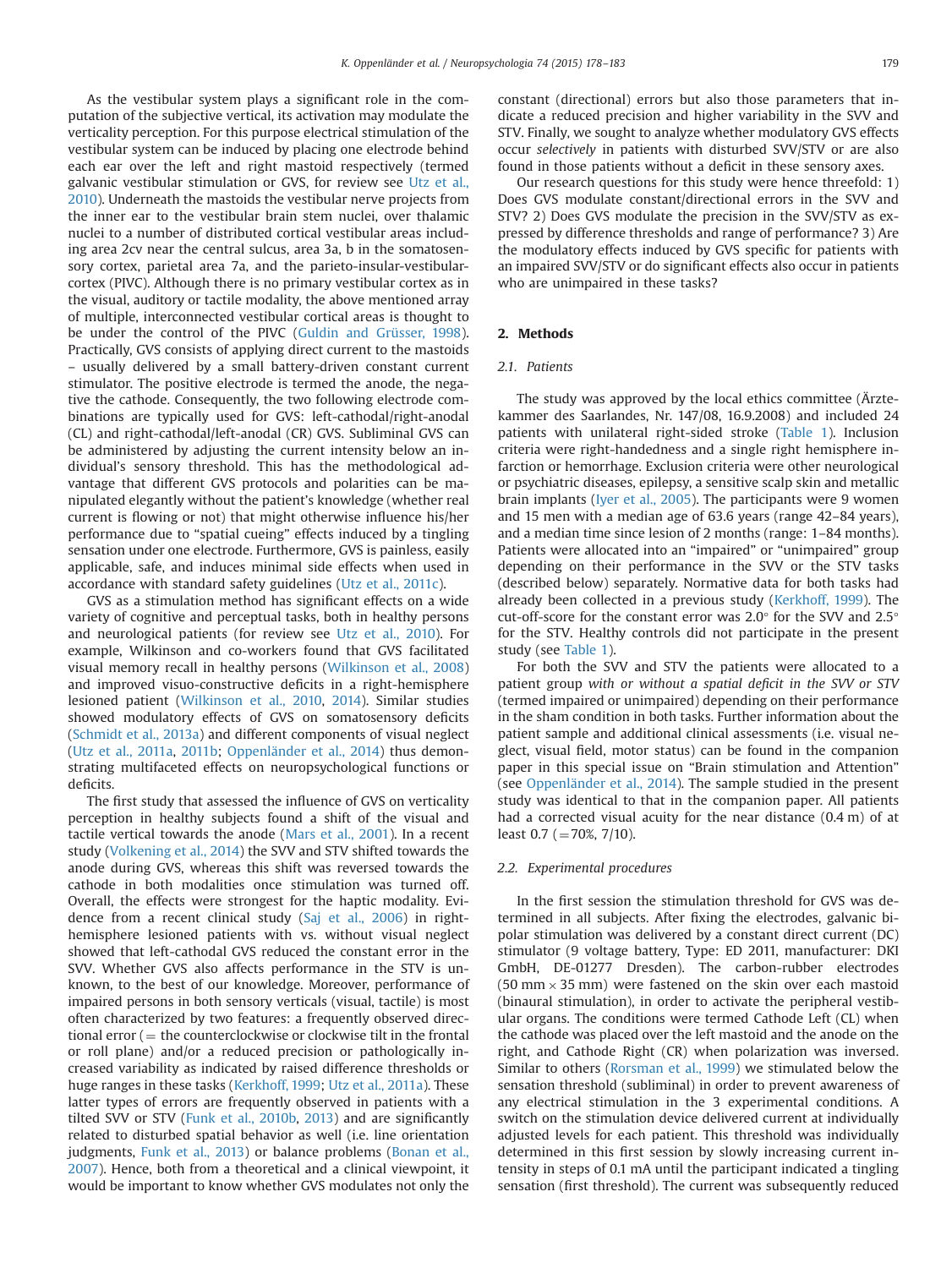As the vestibular system plays a significant role in the computation of the subjective vertical, its activation may modulate the verticality perception. For this purpose electrical stimulation of the vestibular system can be induced by placing one electrode behind each ear over the left and right mastoid respectively (termed galvanic vestibular stimulation or GVS, for review see Utz et al., 2010). Underneath the mastoids the vestibular nerve projects from the inner ear to the vestibular brain stem nuclei, over thalamic nuclei to a number of distributed cortical vestibular areas including area 2cv near the central sulcus, area 3a, b in the somatosensory cortex, parietal area 7a, and the parieto-insular-vestibular-cortex (PIVC). Although there is no primary vestibular cortex as in the visual, auditory or tactile modality, the above mentioned array of multiple, interconnected vestibular cortical areas is thought to be under the control of the PIVC (Guldin and Grüsser, 1998). Practically, GVS consists of applying direct current to the mastoids – usually delivered by a small battery-driven constant current stimulator. The positive electrode is termed the anode, the negative the cathode. Consequently, the two following electrode combinations are typically used for GVS: left-cathodal/right-anodal (CL) and right-cathodal/left-anodal (CR) GVS. Subliminal GVS can be administered by adjusting the current intensity below an individual's sensory threshold. This has the methodological advantage that different GVS protocols and polarities can be manipulated elegantly without the patient's knowledge (whether real current is flowing or not) that might otherwise influence his/her performance due to "spatial cueing" effects induced by a tingling sensation under one electrode. Furthermore, GVS is painless, easily applicable, safe, and induces minimal side effects when used in accordance with standard safety guidelines (Utz et al., 2011c).

GVS as a stimulation method has significant effects on a wide variety of cognitive and perceptual tasks, both in healthy persons and neurological patients (for review see Utz et al., 2010). For example, Wilkinson and co-workers found that GVS facilitated visual memory recall in healthy persons (Wilkinson et al., 2008) and improved visuo-constructive deficits in a right-hemisphere lesioned patient (Wilkinson et al., 2010, 2014). Similar studies showed modulatory effects of GVS on somatosensory deficits (Schmidt et al., 2013a) and different components of visual neglect (Utz et al., 2011a, 2011b; Oppenländer et al., 2014) thus demonstrating multifaceted effects on neuropsychological functions or deficits.

The first study that assessed the influence of GVS on verticality perception in healthy subjects found a shift of the visual and tactile vertical towards the anode (Mars et al., 2001). In a recent study (Volkening et al., 2014) the SVV and STV shifted towards the anode during GVS, whereas this shift was reversed towards the cathode in both modalities once stimulation was turned off. Overall, the effects were strongest for the haptic modality. Evidence from a recent clinical study (Saj et al., 2006) in right-hemisphere lesioned patients with vs. without visual neglect showed that left-cathodal GVS reduced the constant error in the SVV. Whether GVS also affects performance in the STV is unknown, to the best of our knowledge. Moreover, performance of impaired persons in both sensory verticals (visual, tactile) is most often characterized by two features: a frequently observed directional error (= the counterclockwise or clockwise tilt in the frontal or roll plane) and/or a reduced precision or pathologically increased variability as indicated by raised difference thresholds or huge ranges in these tasks (Kerkhoff, 1999; Utz et al., 2011a). These latter types of errors are frequently observed in patients with a tilted SVV or STV (Funk et al., 2010b, 2013) and are significantly related to disturbed spatial behavior as well (i.e. line orientation judgments, Funk et al., 2013) or balance problems (Bonan et al., 2007). Hence, both from a theoretical and a clinical viewpoint, it would be important to know whether GVS modulates not only the constant (directional) errors but also those parameters that indicate a reduced precision and higher variability in the SVV and STV. Finally, we sought to analyze whether modulatory GVS effects occur *selectively* in patients with disturbed SVV/STV or are also found in those patients without a deficit in these sensory axes.

Our research questions for this study were hence threefold: 1) Does GVS modulate constant/directional errors in the SVV and STV? 2) Does GVS modulate the precision in the SVV/STV as expressed by difference thresholds and range of performance? 3) Are the modulatory effects induced by GVS specific for patients with an impaired SVV/STV or do significant effects also occur in patients who are unimpaired in these tasks?

## 2. Methods

### 2.1. Patients

The study was approved by the local ethics committee (Ärztekammer des Saarlandes, Nr. 147/08, 16.9.2008) and included 24 patients with unilateral right-sided stroke (Table 1). Inclusion criteria were right-handedness and a single right hemisphere infarction or hemorrhage. Exclusion criteria were other neurological or psychiatric diseases, epilepsy, a sensitive scalp skin and metallic brain implants (Iyer et al., 2005). The participants were 9 women and 15 men with a median age of 63.6 years (range 42–84 years), and a median time since lesion of 2 months (range: 1–84 months). Patients were allocated into an "impaired" or "unimpaired" group depending on their performance in the SVV or the STV tasks (described below) separately. Normative data for both tasks had already been collected in a previous study (Kerkhoff, 1999). The cut-off-score for the constant error was 2.0° for the SVV and 2.5° for the STV. Healthy controls did not participate in the present study (see Table 1).

For both the SVV and STV the patients were allocated to a patient group *with or without a spatial deficit in the SVV or STV* (termed impaired or unimpaired) depending on their performance in the sham condition in both tasks. Further information about the patient sample and additional clinical assessments (i.e. visual neglect, visual field, motor status) can be found in the companion paper in this special issue on "Brain stimulation and Attention" (see Oppenländer et al., 2014). The sample studied in the present study was identical to that in the companion paper. All patients had a corrected visual acuity for the near distance (0.4 m) of at least 0.7 (=70%, 7/10).

### 2.2. Experimental procedures

In the first session the stimulation threshold for GVS was determined in all subjects. After fixing the electrodes, galvanic bipolar stimulation was delivered by a constant direct current (DC) stimulator (9 voltage battery, Type: ED 2011, manufacturer: DKI GmbH, DE-01277 Dresden). The carbon-rubber electrodes (50 mm × 35 mm) were fastened on the skin over each mastoid (binaural stimulation), in order to activate the peripheral vestibular organs. The conditions were termed Cathode Left (CL) when the cathode was placed over the left mastoid and the anode on the right, and Cathode Right (CR) when polarization was inversed. Similar to others (Rorsman et al., 1999) we stimulated below the sensation threshold (subliminal) in order to prevent awareness of any electrical stimulation in the 3 experimental conditions. A switch on the stimulation device delivered current at individually adjusted levels for each patient. This threshold was individually determined in this first session by slowly increasing current intensity in steps of 0.1 mA until the participant indicated a tingling sensation (first threshold). The current was subsequently reduced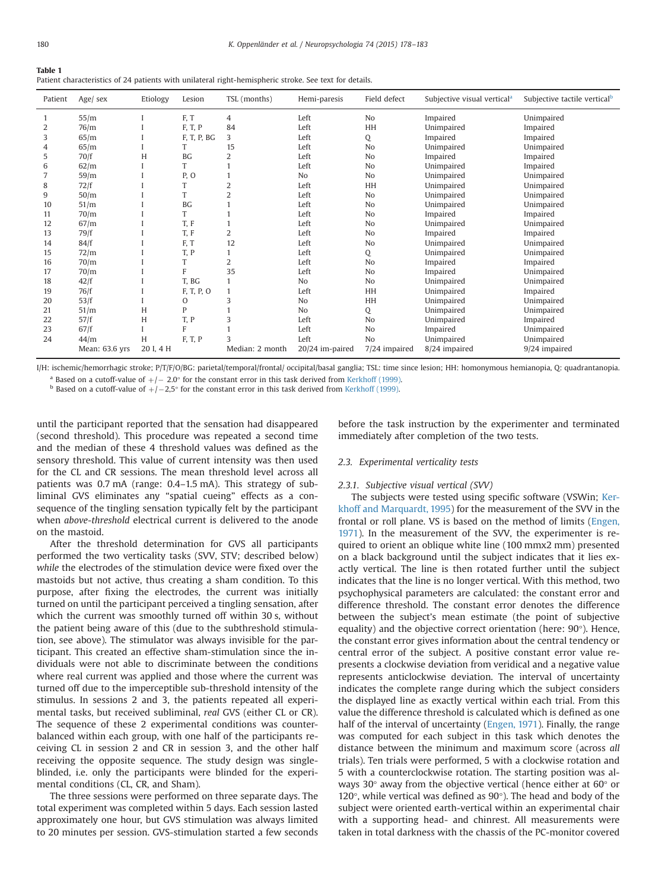**Table 1**
Patient characteristics of 24 patients with unilateral right-hemispheric stroke. See text for details.

| Patient | Age/ sex | Etiology | Lesion | TSL (months) | Hemi-paresis | Field defect | Subjective visual vertical[a] | Subjective tactile vertical[b] |
|---|---|---|---|---|---|---|---|---|
| 1 | 55/m | I | F, T | 4 | Left | No | Impaired | Unimpaired |
| 2 | 76/m | I | F, T, P | 84 | Left | HH | Unimpaired | Impaired |
| 3 | 65/m | I | F, T, P, BG | 3 | Left | Q | Impaired | Impaired |
| 4 | 65/m | I | T | 15 | Left | No | Unimpaired | Unimpaired |
| 5 | 70/f | H | BG | 2 | Left | No | Impaired | Impaired |
| 6 | 62/m | I | T | 1 | Left | No | Unimpaired | Impaired |
| 7 | 59/m | I | P, O | 1 | No | No | Unimpaired | Unimpaired |
| 8 | 72/f | I | T | 2 | Left | HH | Unimpaired | Unimpaired |
| 9 | 50/m | I | T | 2 | Left | No | Unimpaired | Unimpaired |
| 10 | 51/m | I | BG | 1 | Left | No | Impaired | Unimpaired |
| 11 | 70/m | I | T | 1 | Left | No | Impaired | Impaired |
| 12 | 67/m | I | T, F | 1 | Left | No | Unimpaired | Unimpaired |
| 13 | 79/f | I | T, F | 2 | Left | No | Impaired | Impaired |
| 14 | 84/f | I | F, T | 12 | Left | No | Unimpaired | Unimpaired |
| 15 | 72/m | I | T, P | 1 | Left | Q | Unimpaired | Unimpaired |
| 16 | 70/m | I | T | 2 | Left | No | Impaired | Impaired |
| 17 | 70/m | I | F | 35 | Left | No | Impaired | Unimpaired |
| 18 | 42/f | I | T, BG | 1 | No | No | Unimpaired | Unimpaired |
| 19 | 76/f | I | F, T, P, O | 1 | Left | HH | Unimpaired | Impaired |
| 20 | 53/f | I | O | 3 | No | HH | Unimpaired | Unimpaired |
| 21 | 51/m | H | P | 1 | No | Q | Unimpaired | Unimpaired |
| 22 | 57/f | H | T, P | 3 | Left | No | Unimpaired | Impaired |
| 23 | 67/f | I | F | 1 | Left | No | Impaired | Unimpaired |
| 24 | 44/m | H | F, T, P | 3 | Left | No | Unimpaired | Unimpaired |
| | Mean: 63.6 yrs | 20 I, 4 H | | Median: 2 month | 20/24 im-paired | 7/24 impaired | 8/24 impaired | 9/24 impaired |

I/H: ischemic/hemorrhagic stroke; P/T/F/O/BG: parietal/temporal/frontal/ occipital/basal ganglia; TSL: time since lesion; HH: homonymous hemianopia, Q: quadrantanopia.

[a] Based on a cutoff-value of +/− 2.0° for the constant error in this task derived from Kerkhoff (1999).

[b] Based on a cutoff-value of +/−2,5° for the constant error in this task derived from Kerkhoff (1999).

until the participant reported that the sensation had disappeared (second threshold). This procedure was repeated a second time and the median of these 4 threshold values was defined as the sensory threshold. This value of current intensity was then used for the CL and CR sessions. The mean threshold level across all patients was 0.7 mA (range: 0.4–1.5 mA). This strategy of subliminal GVS eliminates any "spatial cueing" effects as a consequence of the tingling sensation typically felt by the participant when *above-threshold* electrical current is delivered to the anode on the mastoid.

After the threshold determination for GVS all participants performed the two verticality tasks (SVV, STV; described below) *while* the electrodes of the stimulation device were fixed over the mastoids but not active, thus creating a sham condition. To this purpose, after fixing the electrodes, the current was initially turned on until the participant perceived a tingling sensation, after which the current was smoothly turned off within 30 s, without the patient being aware of this (due to the subthreshold stimulation, see above). The stimulator was always invisible for the participant. This created an effective sham-stimulation since the individuals were not able to discriminate between the conditions where real current was applied and those where the current was turned off due to the imperceptible sub-threshold intensity of the stimulus. In sessions 2 and 3, the patients repeated all experimental tasks, but received subliminal, *real* GVS (either CL or CR). The sequence of these 2 experimental conditions was counterbalanced within each group, with one half of the participants receiving CL in session 2 and CR in session 3, and the other half receiving the opposite sequence. The study design was single-blinded, i.e. only the participants were blinded for the experimental conditions (CL, CR, and Sham).

The three sessions were performed on three separate days. The total experiment was completed within 5 days. Each session lasted approximately one hour, but GVS stimulation was always limited to 20 minutes per session. GVS-stimulation started a few seconds before the task instruction by the experimenter and terminated immediately after completion of the two tests.

### 2.3. Experimental verticality tests

#### 2.3.1. Subjective visual vertical (SVV)

The subjects were tested using specific software (VSWin; Kerkhoff and Marquardt, 1995) for the measurement of the SVV in the frontal or roll plane. VS is based on the method of limits (Engen, 1971). In the measurement of the SVV, the experimenter is required to orient an oblique white line (100 mmx2 mm) presented on a black background until the subject indicates that it lies exactly vertical. The line is then rotated further until the subject indicates that the line is no longer vertical. With this method, two psychophysical parameters are calculated: the constant error and difference threshold. The constant error denotes the difference between the subject's mean estimate (the point of subjective equality) and the objective correct orientation (here: 90°). Hence, the constant error gives information about the central tendency or central error of the subject. A positive constant error value represents a clockwise deviation from veridical and a negative value represents anticlockwise deviation. The interval of uncertainty indicates the complete range during which the subject considers the displayed line as exactly vertical within each trial. From this value the difference threshold is calculated which is defined as one half of the interval of uncertainty (Engen, 1971). Finally, the range was computed for each subject in this task which denotes the distance between the minimum and maximum score (across *all* trials). Ten trials were performed, 5 with a clockwise rotation and 5 with a counterclockwise rotation. The starting position was always 30° away from the objective vertical (hence either at 60° or 120°, while vertical was defined as 90°). The head and body of the subject were oriented earth-vertical within an experimental chair with a supporting head- and chinrest. All measurements were taken in total darkness with the chassis of the PC-monitor covered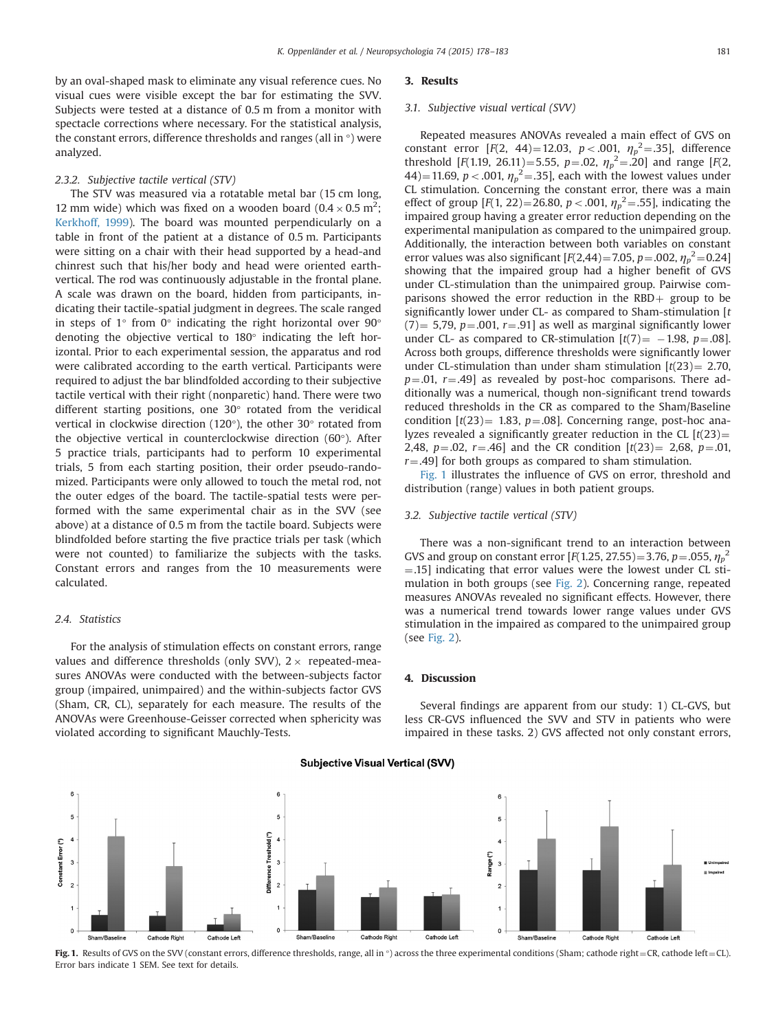by an oval-shaped mask to eliminate any visual reference cues. No visual cues were visible except the bar for estimating the SVV. Subjects were tested at a distance of 0.5 m from a monitor with spectacle corrections where necessary. For the statistical analysis, the constant errors, difference thresholds and ranges (all in °) were analyzed.

### 2.3.2. Subjective tactile vertical (STV)

The STV was measured via a rotatable metal bar (15 cm long, 12 mm wide) which was fixed on a wooden board ($0.4 \times 0.5$ m$^2$; Kerkhoff, 1999). The board was mounted perpendicularly on a table in front of the patient at a distance of 0.5 m. Participants were sitting on a chair with their head supported by a head-and chinrest such that his/her body and head were oriented earth-vertical. The rod was continuously adjustable in the frontal plane. A scale was drawn on the board, hidden from participants, indicating their tactile-spatial judgment in degrees. The scale ranged in steps of 1° from 0° indicating the right horizontal over 90° denoting the objective vertical to 180° indicating the left horizontal. Prior to each experimental session, the apparatus and rod were calibrated according to the earth vertical. Participants were required to adjust the bar blindfolded according to their subjective tactile vertical with their right (nonparetic) hand. There were two different starting positions, one 30° rotated from the veridical vertical in clockwise direction (120°), the other 30° rotated from the objective vertical in counterclockwise direction (60°). After 5 practice trials, participants had to perform 10 experimental trials, 5 from each starting position, their order pseudo-randomized. Participants were only allowed to touch the metal rod, not the outer edges of the board. The tactile-spatial tests were performed with the same experimental chair as in the SVV (see above) at a distance of 0.5 m from the tactile board. Subjects were blindfolded before starting the five practice trials per task (which were not counted) to familiarize the subjects with the tasks. Constant errors and ranges from the 10 measurements were calculated.

## 2.4. Statistics

For the analysis of stimulation effects on constant errors, range values and difference thresholds (only SVV), $2\times$ repeated-measures ANOVAs were conducted with the between-subjects factor group (impaired, unimpaired) and the within-subjects factor GVS (Sham, CR, CL), separately for each measure. The results of the ANOVAs were Greenhouse-Geisser corrected when sphericity was violated according to significant Mauchly-Tests.

# 3. Results

## 3.1. Subjective visual vertical (SVV)

Repeated measures ANOVAs revealed a main effect of GVS on constant error [$F(2, 44)=12.03$, $p<.001$, $\eta_p^2=.35$], difference threshold [$F(1.19, 26.11)=5.55$, $p=.02$, $\eta_p^2=.20$] and range [$F(2, 44)=11.69$, $p<.001$, $\eta_p^2=.35$], each with the lowest values under CL stimulation. Concerning the constant error, there was a main effect of group [$F(1, 22)=26.80$, $p<.001$, $\eta_p^2=.55$], indicating the impaired group having a greater error reduction depending on the experimental manipulation as compared to the unimpaired group. Additionally, the interaction between both variables on constant error values was also significant [$F(2,44)=7.05$, $p=.002$, $\eta_p^2=0.24$] showing that the impaired group had a higher benefit of GVS under CL-stimulation than the unimpaired group. Pairwise comparisons showed the error reduction in the RBD+ group to be significantly lower under CL- as compared to Sham-stimulation [$t(7)=5{,}79$, $p=.001$, $r=.91$] as well as marginal significantly lower under CL- as compared to CR-stimulation [$t(7)=-1.98$, $p=.08$]. Across both groups, difference thresholds were significantly lower under CL-stimulation than under sham stimulation [$t(23)=2.70$, $p=.01$, $r=.49$] as revealed by post-hoc comparisons. There additionally was a numerical, though non-significant trend towards reduced thresholds in the CR as compared to the Sham/Baseline condition [$t(23)=1.83$, $p=.08$]. Concerning range, post-hoc analyzes revealed a significantly greater reduction in the CL [$t(23)=2{,}48$, $p=.02$, $r=.46$] and the CR condition [$t(23)=2{,}68$, $p=.01$, $r=.49$] for both groups as compared to sham stimulation.

Fig. 1 illustrates the influence of GVS on error, threshold and distribution (range) values in both patient groups.

## 3.2. Subjective tactile vertical (STV)

There was a non-significant trend to an interaction between GVS and group on constant error [$F(1.25, 27.55)=3.76$, $p=.055$, $\eta_p^2=.15$] indicating that error values were the lowest under CL stimulation in both groups (see Fig. 2). Concerning range, repeated measures ANOVAs revealed no significant effects. However, there was a numerical trend towards lower range values under GVS stimulation in the impaired as compared to the unimpaired group (see Fig. 2).

# 4. Discussion

Several findings are apparent from our study: 1) CL-GVS, but less CR-GVS influenced the SVV and STV in patients who were impaired in these tasks. 2) GVS affected not only constant errors,

**Fig. 1.** Results of GVS on the SVV (constant errors, difference thresholds, range, all in °) across the three experimental conditions (Sham; cathode right=CR, cathode left=CL). Error bars indicate 1 SEM. See text for details.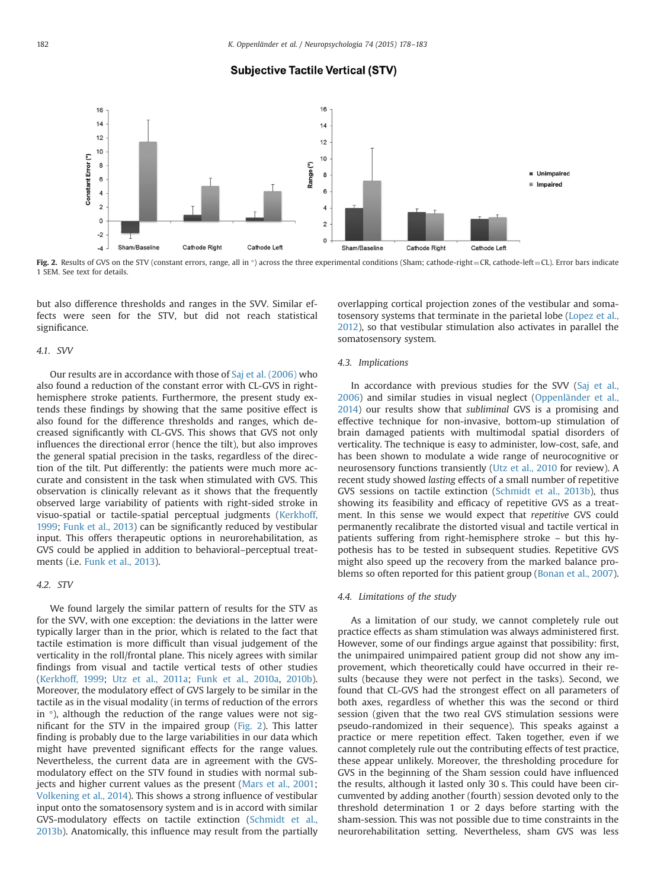**Subjective Tactile Vertical (STV)**

**Fig. 2.** Results of GVS on the STV (constant errors, range, all in °) across the three experimental conditions (Sham; cathode-right = CR, cathode-left = CL). Error bars indicate 1 SEM. See text for details.

but also difference thresholds and ranges in the SVV. Similar effects were seen for the STV, but did not reach statistical significance.

### 4.1. SVV

Our results are in accordance with those of Saj et al. (2006) who also found a reduction of the constant error with CL-GVS in right-hemisphere stroke patients. Furthermore, the present study extends these findings by showing that the same positive effect is also found for the difference thresholds and ranges, which decreased significantly with CL-GVS. This shows that GVS not only influences the directional error (hence the tilt), but also improves the general spatial precision in the tasks, regardless of the direction of the tilt. Put differently: the patients were much more accurate and consistent in the task when stimulated with GVS. This observation is clinically relevant as it shows that the frequently observed large variability of patients with right-sided stroke in visuo-spatial or tactile-spatial perceptual judgments (Kerkhoff, 1999; Funk et al., 2013) can be significantly reduced by vestibular input. This offers therapeutic options in neurorehabilitation, as GVS could be applied in addition to behavioral–perceptual treatments (i.e. Funk et al., 2013).

### 4.2. STV

We found largely the similar pattern of results for the STV as for the SVV, with one exception: the deviations in the latter were typically larger than in the prior, which is related to the fact that tactile estimation is more difficult than visual judgement of the verticality in the roll/frontal plane. This nicely agrees with similar findings from visual and tactile vertical tests of other studies (Kerkhoff, 1999; Utz et al., 2011a; Funk et al., 2010a, 2010b). Moreover, the modulatory effect of GVS largely to be similar in the tactile as in the visual modality (in terms of reduction of the errors in °), although the reduction of the range values were not significant for the STV in the impaired group (Fig. 2). This latter finding is probably due to the large variabilities in our data which might have prevented significant effects for the range values. Nevertheless, the current data are in agreement with the GVS-modulatory effect on the STV found in studies with normal subjects and higher current values as the present (Mars et al., 2001; Volkening et al., 2014). This shows a strong influence of vestibular input onto the somatosensory system and is in accord with similar GVS-modulatory effects on tactile extinction (Schmidt et al., 2013b). Anatomically, this influence may result from the partially overlapping cortical projection zones of the vestibular and somatosensory systems that terminate in the parietal lobe (Lopez et al., 2012), so that vestibular stimulation also activates in parallel the somatosensory system.

### 4.3. Implications

In accordance with previous studies for the SVV (Saj et al., 2006) and similar studies in visual neglect (Oppenländer et al., 2014) our results show that *subliminal* GVS is a promising and effective technique for non-invasive, bottom-up stimulation of brain damaged patients with multimodal spatial disorders of verticality. The technique is easy to administer, low-cost, safe, and has been shown to modulate a wide range of neurocognitive or neurosensory functions transiently (Utz et al., 2010 for review). A recent study showed *lasting* effects of a small number of repetitive GVS sessions on tactile extinction (Schmidt et al., 2013b), thus showing its feasibility and efficacy of repetitive GVS as a treatment. In this sense we would expect that *repetitive* GVS could permanently recalibrate the distorted visual and tactile vertical in patients suffering from right-hemisphere stroke – but this hypothesis has to be tested in subsequent studies. Repetitive GVS might also speed up the recovery from the marked balance problems so often reported for this patient group (Bonan et al., 2007).

### 4.4. Limitations of the study

As a limitation of our study, we cannot completely rule out practice effects as sham stimulation was always administered first. However, some of our findings argue against that possibility: first, the unimpaired unimpaired patient group did not show any improvement, which theoretically could have occurred in their results (because they were not perfect in the tasks). Second, we found that CL-GVS had the strongest effect on all parameters of both axes, regardless of whether this was the second or third session (given that the two real GVS stimulation sessions were pseudo-randomized in their sequence). This speaks against a practice or mere repetition effect. Taken together, even if we cannot completely rule out the contributing effects of test practice, these appear unlikely. Moreover, the thresholding procedure for GVS in the beginning of the Sham session could have influenced the results, although it lasted only 30 s. This could have been circumvented by adding another (fourth) session devoted only to the threshold determination 1 or 2 days before starting with the sham-session. This was not possible due to time constraints in the neurorehabilitation setting. Nevertheless, sham GVS was less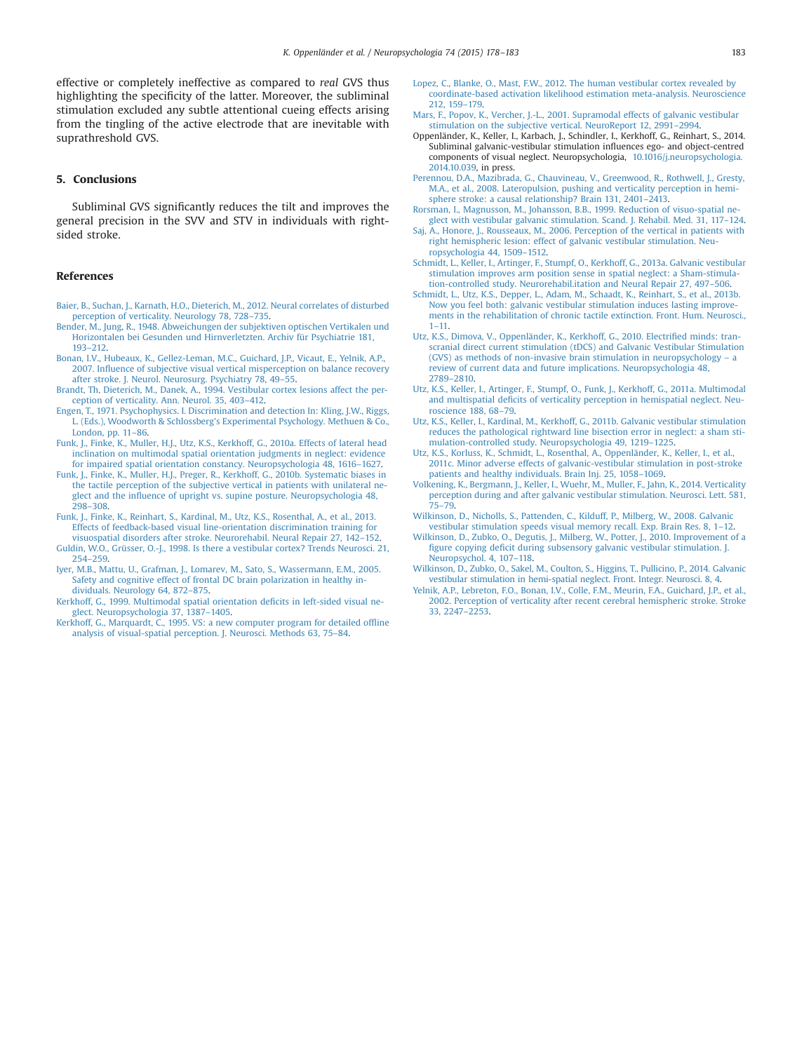effective or completely ineffective as compared to *real* GVS thus highlighting the specificity of the latter. Moreover, the subliminal stimulation excluded any subtle attentional cueing effects arising from the tingling of the active electrode that are inevitable with suprathreshold GVS.

## 5. Conclusions

Subliminal GVS significantly reduces the tilt and improves the general precision in the SVV and STV in individuals with right-sided stroke.

## References

Baier, B., Suchan, J., Karnath, H.O., Dieterich, M., 2012. Neural correlates of disturbed perception of verticality. Neurology 78, 728–735.

Bender, M., Jung, R., 1948. Abweichungen der subjektiven optischen Vertikalen und Horizontalen bei Gesunden und Hirnverletzten. Archiv für Psychiatrie 181, 193–212.

Bonan, I.V., Hubeaux, K., Gellez-Leman, M.C., Guichard, J.P., Vicaut, E., Yelnik, A.P., 2007. Influence of subjective visual vertical misperception on balance recovery after stroke. J. Neurol. Neurosurg. Psychiatry 78, 49–55.

Brandt, Th, Dieterich, M., Danek, A., 1994. Vestibular cortex lesions affect the perception of verticality. Ann. Neurol. 35, 403–412.

Engen, T., 1971. Psychophysics. I. Discrimination and detection In: Kling, J.W., Riggs, L. (Eds.), Woodworth & Schlossberg's Experimental Psychology. Methuen & Co., London, pp. 11–86.

Funk, J., Finke, K., Muller, H.J., Utz, K.S., Kerkhoff, G., 2010a. Effects of lateral head inclination on multimodal spatial orientation judgments in neglect: evidence for impaired spatial orientation constancy. Neuropsychologia 48, 1616–1627.

Funk, J., Finke, K., Muller, H.J., Preger, R., Kerkhoff, G., 2010b. Systematic biases in the tactile perception of the subjective vertical in patients with unilateral neglect and the influence of upright vs. supine posture. Neuropsychologia 48, 298–308.

Funk, J., Finke, K., Reinhart, S., Kardinal, M., Utz, K.S., Rosenthal, A., et al., 2013. Effects of feedback-based visual line-orientation discrimination training for visuospatial disorders after stroke. Neurorehabil. Neural Repair 27, 142–152.

Guldin, W.O., Grüsser, O.-J., 1998. Is there a vestibular cortex? Trends Neurosci. 21, 254–259.

Iyer, M.B., Mattu, U., Grafman, J., Lomarev, M., Sato, S., Wassermann, E.M., 2005. Safety and cognitive effect of frontal DC brain polarization in healthy individuals. Neurology 64, 872–875.

Kerkhoff, G., 1999. Multimodal spatial orientation deficits in left-sided visual neglect. Neuropsychologia 37, 1387–1405.

Kerkhoff, G., Marquardt, C., 1995. VS: a new computer program for detailed offline analysis of visual-spatial perception. J. Neurosci. Methods 63, 75–84.

Lopez, C., Blanke, O., Mast, F.W., 2012. The human vestibular cortex revealed by coordinate-based activation likelihood estimation meta-analysis. Neuroscience 212, 159–179.

Mars, F., Popov, K., Vercher, J.-L., 2001. Supramodal effects of galvanic vestibular stimulation on the subjective vertical. NeuroReport 12, 2991–2994.

Oppenländer, K., Keller, I., Karbach, J., Schindler, I., Kerkhoff, G., Reinhart, S., 2014. Subliminal galvanic-vestibular stimulation influences ego- and object-centred components of visual neglect. Neuropsychologia, 10.1016/j.neuropsychologia.2014.10.039, in press.

Perennou, D.A., Mazibrada, G., Chauvineau, V., Greenwood, R., Rothwell, J., Gresty, M.A., et al., 2008. Lateropulsion, pushing and verticality perception in hemisphere stroke: a causal relationship? Brain 131, 2401–2413.

Rorsman, I., Magnusson, M., Johansson, B.B., 1999. Reduction of visuo-spatial neglect with vestibular galvanic stimulation. Scand. J. Rehabil. Med. 31, 117–124.

Saj, A., Honore, J., Rousseaux, M., 2006. Perception of the vertical in patients with right hemispheric lesion: effect of galvanic vestibular stimulation. Neuropsychologia 44, 1509–1512.

Schmidt, L., Keller, I., Artinger, F., Stumpf, O., Kerkhoff, G., 2013a. Galvanic vestibular stimulation improves arm position sense in spatial neglect: a Sham-stimulation-controlled study. Neurorehabil.itation and Neural Repair 27, 497–506.

Schmidt, L., Utz, K.S., Depper, L., Adam, M., Schaadt, K., Reinhart, S., et al., 2013b. Now you feel both: galvanic vestibular stimulation induces lasting improvements in the rehabilitation of chronic tactile extinction. Front. Hum. Neurosci., 1–11.

Utz, K.S., Dimova, V., Oppenländer, K., Kerkhoff, G., 2010. Electrified minds: transcranial direct current stimulation (tDCS) and Galvanic Vestibular Stimulation (GVS) as methods of non-invasive brain stimulation in neuropsychology – a review of current data and future implications. Neuropsychologia 48, 2789–2810.

Utz, K.S., Keller, I., Artinger, F., Stumpf, O., Funk, J., Kerkhoff, G., 2011a. Multimodal and multispatial deficits of verticality perception in hemispatial neglect. Neuroscience 188, 68–79.

Utz, K.S., Keller, I., Kardinal, M., Kerkhoff, G., 2011b. Galvanic vestibular stimulation reduces the pathological rightward line bisection error in neglect: a sham stimulation-controlled study. Neuropsychologia 49, 1219–1225.

Utz, K.S., Korluss, K., Schmidt, L., Rosenthal, A., Oppenländer, K., Keller, I., et al., 2011c. Minor adverse effects of galvanic-vestibular stimulation in post-stroke patients and healthy individuals. Brain Inj. 25, 1058–1069.

Volkening, K., Bergmann, J., Keller, I., Wuehr, M., Muller, F., Jahn, K., 2014. Verticality perception during and after galvanic vestibular stimulation. Neurosci. Lett. 581, 75–79.

Wilkinson, D., Nicholls, S., Pattenden, C., Kilduff, P., Milberg, W., 2008. Galvanic vestibular stimulation speeds visual memory recall. Exp. Brain Res. 8, 1–12.

Wilkinson, D., Zubko, O., Degutis, J., Milberg, W., Potter, J., 2010. Improvement of a figure copying deficit during subsensory galvanic vestibular stimulation. J. Neuropsychol. 4, 107–118.

Wilkinson, D., Zubko, O., Sakel, M., Coulton, S., Higgins, T., Pullicino, P., 2014. Galvanic vestibular stimulation in hemi-spatial neglect. Front. Integr. Neurosci. 8, 4.

Yelnik, A.P., Lebreton, F.O., Bonan, I.V., Colle, F.M., Meurin, F.A., Guichard, J.P., et al., 2002. Perception of verticality after recent cerebral hemispheric stroke. Stroke 33, 2247–2253.